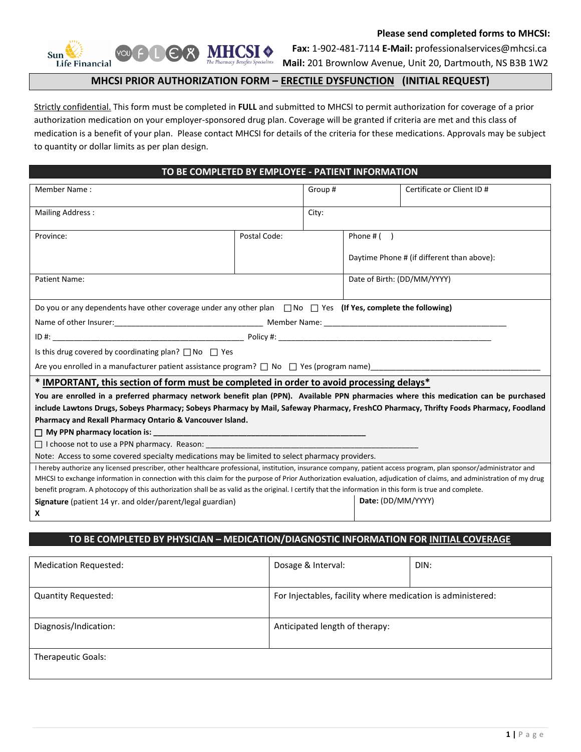**Please send completed forms to MHCSI:**
**Fax:** 1-902-481-7114 **E-Mail:** professionalservices@mhcsi.ca
**Mail:** 201 Brownlow Avenue, Unit 20, Dartmouth, NS B3B 1W2

# MHCSI PRIOR AUTHORIZATION FORM – ERECTILE DYSFUNCTION (INITIAL REQUEST)

Strictly confidential. This form must be completed in **FULL** and submitted to MHCSI to permit authorization for coverage of a prior authorization medication on your employer-sponsored drug plan. Coverage will be granted if criteria are met and this class of medication is a benefit of your plan. Please contact MHCSI for details of the criteria for these medications. Approvals may be subject to quantity or dollar limits as per plan design.

## TO BE COMPLETED BY EMPLOYEE - PATIENT INFORMATION

| Member Name : | | Group # | Certificate or Client ID # |
|---|---|---|---|
| Mailing Address : | | City: | |
| Province: | Postal Code: | Phone # ( ) <br> Daytime Phone # (if different than above): | |
| Patient Name: | | Date of Birth: (DD/MM/YYYY) | |

Do you or any dependents have other coverage under any other plan ☐ No ☐ Yes **(If Yes, complete the following)**

Name of other Insurer:___________________________________ Member Name: __________________________________________

ID #: ___________________________________________ Policy #: __________________________________________________

Is this drug covered by coordinating plan? ☐ No ☐ Yes

Are you enrolled in a manufacturer patient assistance program? ☐ No ☐ Yes (program name)______________________________________

**\* IMPORTANT, this section of form must be completed in order to avoid processing delays\***

**You are enrolled in a preferred pharmacy network benefit plan (PPN). Available PPN pharmacies where this medication can be purchased include Lawtons Drugs, Sobeys Pharmacy; Sobeys Pharmacy by Mail, Safeway Pharmacy, FreshCO Pharmacy, Thrifty Foods Pharmacy, Foodland Pharmacy and Rexall Pharmacy Ontario & Vancouver Island.**

☐ **My PPN pharmacy location is:** _______________________________________________

☐ I choose not to use a PPN pharmacy. Reason: ___________________________________________________

Note: Access to some covered specialty medications may be limited to select pharmacy providers.

I hereby authorize any licensed prescriber, other healthcare professional, institution, insurance company, patient access program, plan sponsor/administrator and MHCSI to exchange information in connection with this claim for the purpose of Prior Authorization evaluation, adjudication of claims, and administration of my drug benefit program. A photocopy of this authorization shall be as valid as the original. I certify that the information in this form is true and complete.

| **Signature** (patient 14 yr. and older/parent/legal guardian) <br> **X** | **Date:** (DD/MM/YYYY) |
|---|---|

## TO BE COMPLETED BY PHYSICIAN – MEDICATION/DIAGNOSTIC INFORMATION FOR INITIAL COVERAGE

| Medication Requested: | Dosage & Interval: | DIN: |
|---|---|---|
| Quantity Requested: | For Injectables, facility where medication is administered: | |
| Diagnosis/Indication: | Anticipated length of therapy: | |
| Therapeutic Goals: | | |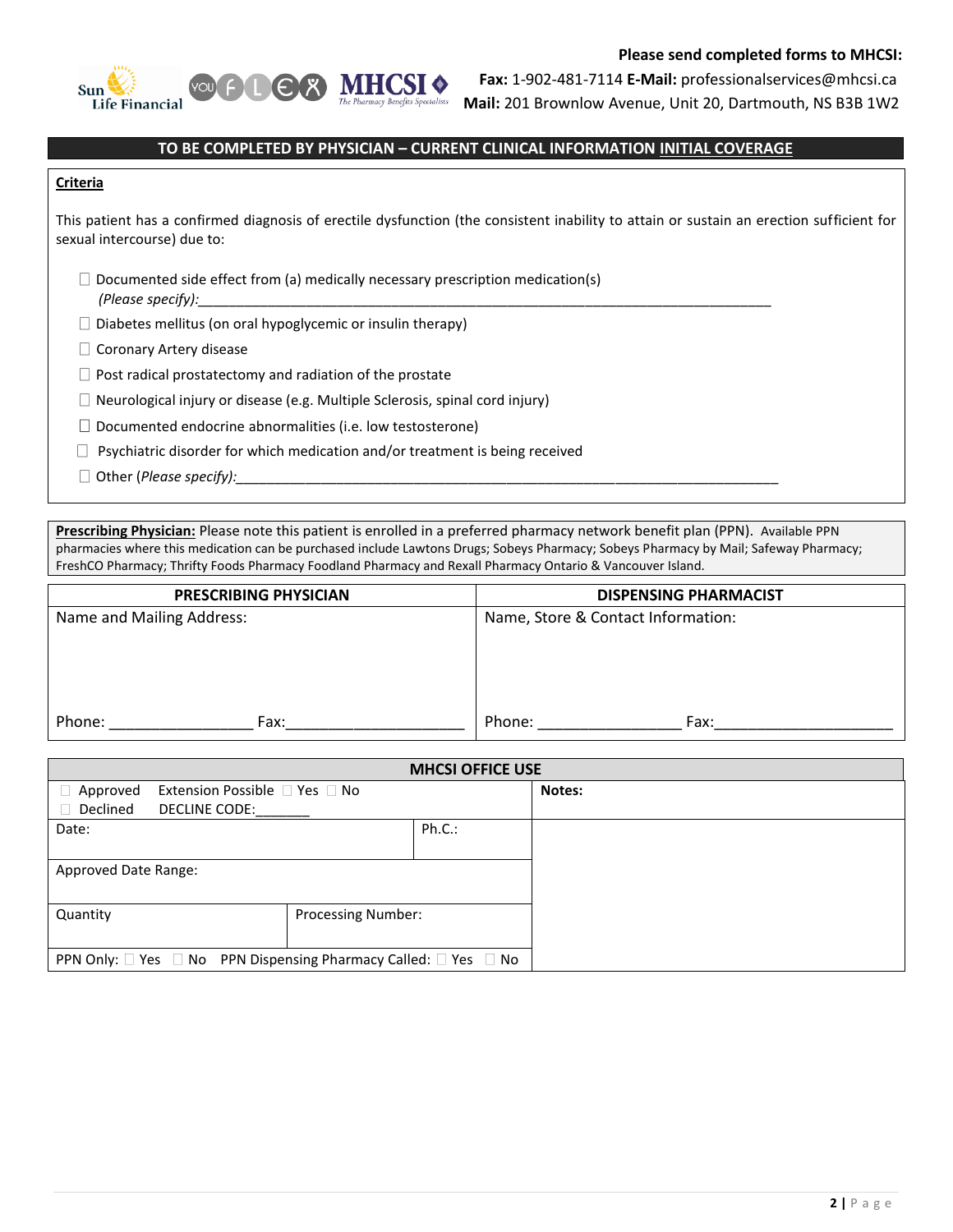**Please send completed forms to MHCSI:**
**Fax:** 1-902-481-7114 **E-Mail:** professionalservices@mhcsi.ca
**Mail:** 201 Brownlow Avenue, Unit 20, Dartmouth, NS B3B 1W2

## TO BE COMPLETED BY PHYSICIAN – CURRENT CLINICAL INFORMATION INITIAL COVERAGE

**Criteria**

This patient has a confirmed diagnosis of erectile dysfunction (the consistent inability to attain or sustain an erection sufficient for sexual intercourse) due to:

- ☐ Documented side effect from (a) medically necessary prescription medication(s) *(Please specify):*______________________________________________________________________________
- ☐ Diabetes mellitus (on oral hypoglycemic or insulin therapy)
- ☐ Coronary Artery disease
- ☐ Post radical prostatectomy and radiation of the prostate
- ☐ Neurological injury or disease (e.g. Multiple Sclerosis, spinal cord injury)
- ☐ Documented endocrine abnormalities (i.e. low testosterone)
- ☐ Psychiatric disorder for which medication and/or treatment is being received
- ☐ Other (*Please specify):*______________________________________________________________________________

**Prescribing Physician:** Please note this patient is enrolled in a preferred pharmacy network benefit plan (PPN). Available PPN pharmacies where this medication can be purchased include Lawtons Drugs; Sobeys Pharmacy; Sobeys Pharmacy by Mail; Safeway Pharmacy; FreshCO Pharmacy; Thrifty Foods Pharmacy Foodland Pharmacy and Rexall Pharmacy Ontario & Vancouver Island.

| PRESCRIBING PHYSICIAN | DISPENSING PHARMACIST |
|---|---|
| Name and Mailing Address: | Name, Store & Contact Information: |
| Phone: _________________ Fax:_____________________ | Phone: _________________ Fax:_____________________ |

**MHCSI OFFICE USE**

| | | |
|---|---|---|
| ☐ Approved Extension Possible ☐ Yes ☐ No<br>☐ Declined DECLINE CODE:_______ | | **Notes:** |
| Date: | Ph.C.: | |
| Approved Date Range: | | |
| Quantity | Processing Number: | |
| PPN Only: ☐ Yes ☐ No PPN Dispensing Pharmacy Called: ☐ Yes ☐ No | | |